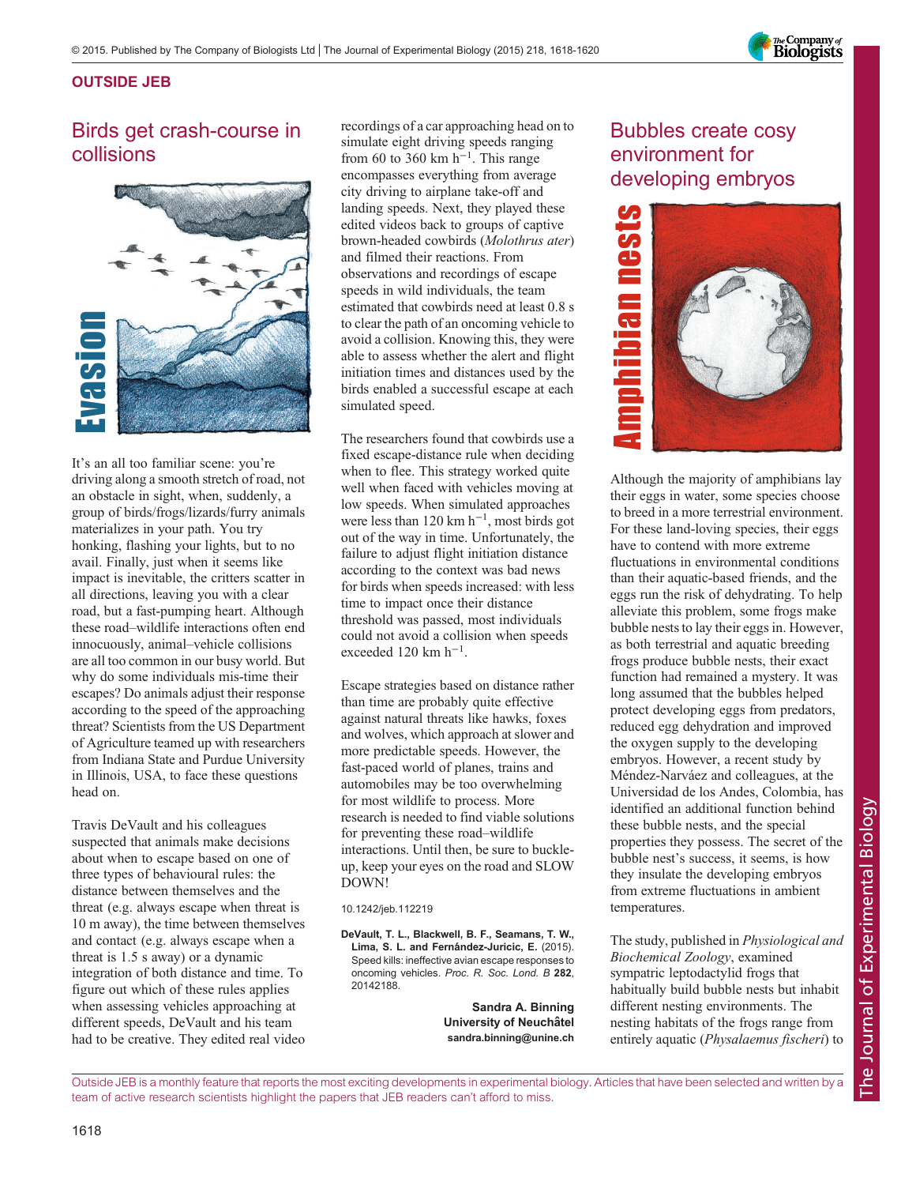## OUTSIDE JEB

## Birds get crash-course in collisions

Evasion

It's an all too familiar scene: you're driving along a smooth stretch of road, not an obstacle in sight, when, suddenly, a group of birds/frogs/lizards/furry animals materializes in your path. You try honking, flashing your lights, but to no avail. Finally, just when it seems like impact is inevitable, the critters scatter in all directions, leaving you with a clear road, but a fast-pumping heart. Although these road–wildlife interactions often end innocuously, animal–vehicle collisions are all too common in our busy world. But why do some individuals mis-time their escapes? Do animals adjust their response according to the speed of the approaching threat? Scientists from the US Department of Agriculture teamed up with researchers from Indiana State and Purdue University in Illinois, USA, to face these questions head on.

Travis DeVault and his colleagues suspected that animals make decisions about when to escape based on one of three types of behavioural rules: the distance between themselves and the threat (e.g. always escape when threat is 10 m away), the time between themselves and contact (e.g. always escape when a threat is 1.5 s away) or a dynamic integration of both distance and time. To figure out which of these rules applies when assessing vehicles approaching at different speeds, DeVault and his team had to be creative. They edited real video recordings of a car approaching head on to simulate eight driving speeds ranging from 60 to 360 km $h^{-1}$. This range encompasses everything from average city driving to airplane take-off and landing speeds. Next, they played these edited videos back to groups of captive brown-headed cowbirds (*Molothrus ater*) and filmed their reactions. From observations and recordings of escape speeds in wild individuals, the team estimated that cowbirds need at least 0.8 s to clear the path of an oncoming vehicle to avoid a collision. Knowing this, they were able to assess whether the alert and flight initiation times and distances used by the birds enabled a successful escape at each simulated speed.

The researchers found that cowbirds use a fixed escape-distance rule when deciding when to flee. This strategy worked quite well when faced with vehicles moving at low speeds. When simulated approaches were less than 120 km $h^{-1}$, most birds got out of the way in time. Unfortunately, the failure to adjust flight initiation distance according to the context was bad news for birds when speeds increased: with less time to impact once their distance threshold was passed, most individuals could not avoid a collision when speeds exceeded 120 km $h^{-1}$.

Escape strategies based on distance rather than time are probably quite effective against natural threats like hawks, foxes and wolves, which approach at slower and more predictable speeds. However, the fast-paced world of planes, trains and automobiles may be too overwhelming for most wildlife to process. More research is needed to find viable solutions for preventing these road–wildlife interactions. Until then, be sure to buckle-up, keep your eyes on the road and SLOW DOWN!

10.1242/jeb.112219

**DeVault, T. L., Blackwell, B. F., Seamans, T. W., Lima, S. L. and Fernández-Juricic, E.** (2015). Speed kills: ineffective avian escape responses to oncoming vehicles. *Proc. R. Soc. Lond. B* **282**, 20142188.

**Sandra A. Binning**
**University of Neuchâtel**
**sandra.binning@unine.ch**

## Bubbles create cosy environment for developing embryos

Amphibian nests

Although the majority of amphibians lay their eggs in water, some species choose to breed in a more terrestrial environment. For these land-loving species, their eggs have to contend with more extreme fluctuations in environmental conditions than their aquatic-based friends, and the eggs run the risk of dehydrating. To help alleviate this problem, some frogs make bubble nests to lay their eggs in. However, as both terrestrial and aquatic breeding frogs produce bubble nests, their exact function had remained a mystery. It was long assumed that the bubbles helped protect developing eggs from predators, reduced egg dehydration and improved the oxygen supply to the developing embryos. However, a recent study by Méndez-Narváez and colleagues, at the Universidad de los Andes, Colombia, has identified an additional function behind these bubble nests, and the special properties they possess. The secret of the bubble nest's success, it seems, is how they insulate the developing embryos from extreme fluctuations in ambient temperatures.

The study, published in *Physiological and Biochemical Zoology*, examined sympatric leptodactylid frogs that habitually build bubble nests but inhabit different nesting environments. The nesting habitats of the frogs range from entirely aquatic (*Physalaemus fischeri*) to

Outside JEB is a monthly feature that reports the most exciting developments in experimental biology. Articles that have been selected and written by a team of active research scientists highlight the papers that JEB readers can't afford to miss.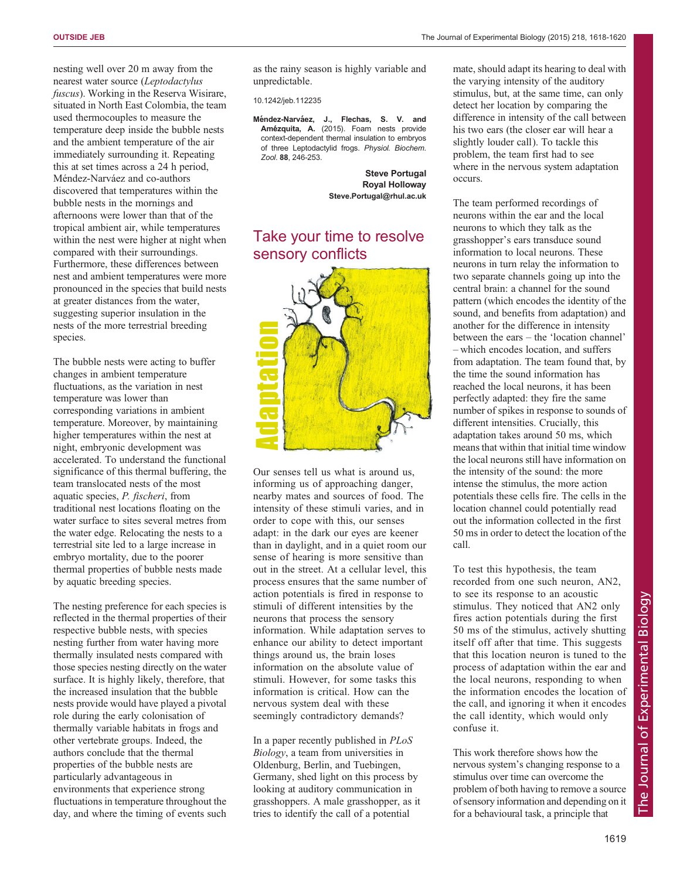nesting well over 20 m away from the nearest water source (*Leptodactylus fuscus*). Working in the Reserva Wisirare, situated in North East Colombia, the team used thermocouples to measure the temperature deep inside the bubble nests and the ambient temperature of the air immediately surrounding it. Repeating this at set times across a 24 h period, Méndez-Narváez and co-authors discovered that temperatures within the bubble nests in the mornings and afternoons were lower than that of the tropical ambient air, while temperatures within the nest were higher at night when compared with their surroundings. Furthermore, these differences between nest and ambient temperatures were more pronounced in the species that build nests at greater distances from the water, suggesting superior insulation in the nests of the more terrestrial breeding species.

The bubble nests were acting to buffer changes in ambient temperature fluctuations, as the variation in nest temperature was lower than corresponding variations in ambient temperature. Moreover, by maintaining higher temperatures within the nest at night, embryonic development was accelerated. To understand the functional significance of this thermal buffering, the team translocated nests of the most aquatic species, *P. fischeri*, from traditional nest locations floating on the water surface to sites several metres from the water edge. Relocating the nests to a terrestrial site led to a large increase in embryo mortality, due to the poorer thermal properties of bubble nests made by aquatic breeding species.

The nesting preference for each species is reflected in the thermal properties of their respective bubble nests, with species nesting further from water having more thermally insulated nests compared with those species nesting directly on the water surface. It is highly likely, therefore, that the increased insulation that the bubble nests provide would have played a pivotal role during the early colonisation of thermally variable habitats in frogs and other vertebrate groups. Indeed, the authors conclude that the thermal properties of the bubble nests are particularly advantageous in environments that experience strong fluctuations in temperature throughout the day, and where the timing of events such as the rainy season is highly variable and unpredictable.

10.1242/jeb.112235

**Méndez-Narváez, J., Flechas, S. V. and Amézquita, A.** (2015). Foam nests provide context-dependent thermal insulation to embryos of three Leptodactylid frogs. *Physiol. Biochem. Zool.* **88**, 246-253.

**Steve Portugal**
**Royal Holloway**
**Steve.Portugal@rhul.ac.uk**

## Take your time to resolve sensory conflicts

Our senses tell us what is around us, informing us of approaching danger, nearby mates and sources of food. The intensity of these stimuli varies, and in order to cope with this, our senses adapt: in the dark our eyes are keener than in daylight, and in a quiet room our sense of hearing is more sensitive than out in the street. At a cellular level, this process ensures that the same number of action potentials is fired in response to stimuli of different intensities by the neurons that process the sensory information. While adaptation serves to enhance our ability to detect important things around us, the brain loses information on the absolute value of stimuli. However, for some tasks this information is critical. How can the nervous system deal with these seemingly contradictory demands?

In a paper recently published in *PLoS Biology*, a team from universities in Oldenburg, Berlin, and Tuebingen, Germany, shed light on this process by looking at auditory communication in grasshoppers. A male grasshopper, as it tries to identify the call of a potential mate, should adapt its hearing to deal with the varying intensity of the auditory stimulus, but, at the same time, can only detect her location by comparing the difference in intensity of the call between his two ears (the closer ear will hear a slightly louder call). To tackle this problem, the team first had to see where in the nervous system adaptation occurs.

The team performed recordings of neurons within the ear and the local neurons to which they talk as the grasshopper's ears transduce sound information to local neurons. These neurons in turn relay the information to two separate channels going up into the central brain: a channel for the sound pattern (which encodes the identity of the sound, and benefits from adaptation) and another for the difference in intensity between the ears – the 'location channel' – which encodes location, and suffers from adaptation. The team found that, by the time the sound information has reached the local neurons, it has been perfectly adapted: they fire the same number of spikes in response to sounds of different intensities. Crucially, this adaptation takes around 50 ms, which means that within that initial time window the local neurons still have information on the intensity of the sound: the more intense the stimulus, the more action potentials these cells fire. The cells in the location channel could potentially read out the information collected in the first 50 ms in order to detect the location of the call.

To test this hypothesis, the team recorded from one such neuron, AN2, to see its response to an acoustic stimulus. They noticed that AN2 only fires action potentials during the first 50 ms of the stimulus, actively shutting itself off after that time. This suggests that this location neuron is tuned to the process of adaptation within the ear and the local neurons, responding to when the information encodes the location of the call, and ignoring it when it encodes the call identity, which would only confuse it.

This work therefore shows how the nervous system's changing response to a stimulus over time can overcome the problem of both having to remove a source of sensory information and depending on it for a behavioural task, a principle that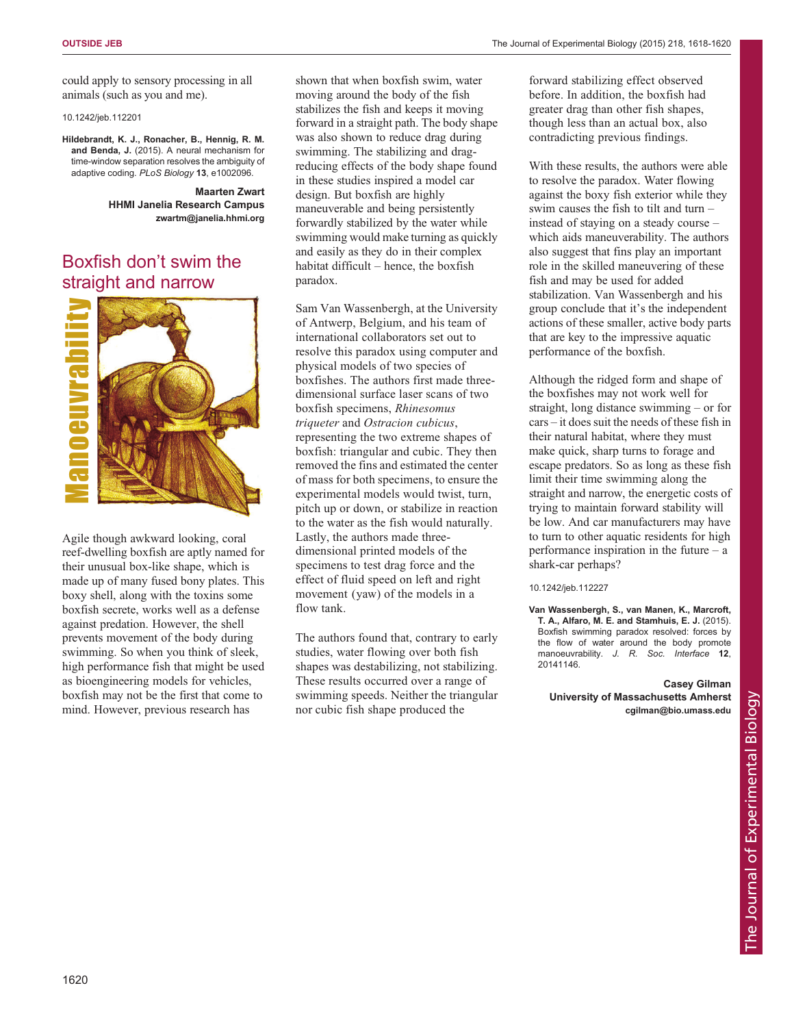could apply to sensory processing in all animals (such as you and me).

10.1242/jeb.112201

**Hildebrandt, K. J., Ronacher, B., Hennig, R. M. and Benda, J.** (2015). A neural mechanism for time-window separation resolves the ambiguity of adaptive coding. *PLoS Biology* **13**, e1002096.

**Maarten Zwart**
**HHMI Janelia Research Campus**
**zwartm@janelia.hhmi.org**

## Boxfish don't swim the straight and narrow

Manoeuvrability

Agile though awkward looking, coral reef-dwelling boxfish are aptly named for their unusual box-like shape, which is made up of many fused bony plates. This boxy shell, along with the toxins some boxfish secrete, works well as a defense against predation. However, the shell prevents movement of the body during swimming. So when you think of sleek, high performance fish that might be used as bioengineering models for vehicles, boxfish may not be the first that come to mind. However, previous research has shown that when boxfish swim, water moving around the body of the fish stabilizes the fish and keeps it moving forward in a straight path. The body shape was also shown to reduce drag during swimming. The stabilizing and drag-reducing effects of the body shape found in these studies inspired a model car design. But boxfish are highly maneuverable and being persistently forwardly stabilized by the water while swimming would make turning as quickly and easily as they do in their complex habitat difficult – hence, the boxfish paradox.

Sam Van Wassenbergh, at the University of Antwerp, Belgium, and his team of international collaborators set out to resolve this paradox using computer and physical models of two species of boxfishes. The authors first made three-dimensional surface laser scans of two boxfish specimens, *Rhinesomus triqueter* and *Ostracion cubicus*, representing the two extreme shapes of boxfish: triangular and cubic. They then removed the fins and estimated the center of mass for both specimens, to ensure the experimental models would twist, turn, pitch up or down, or stabilize in reaction to the water as the fish would naturally. Lastly, the authors made three-dimensional printed models of the specimens to test drag force and the effect of fluid speed on left and right movement (yaw) of the models in a flow tank.

The authors found that, contrary to early studies, water flowing over both fish shapes was destabilizing, not stabilizing. These results occurred over a range of swimming speeds. Neither the triangular nor cubic fish shape produced the forward stabilizing effect observed before. In addition, the boxfish had greater drag than other fish shapes, though less than an actual box, also contradicting previous findings.

With these results, the authors were able to resolve the paradox. Water flowing against the boxy fish exterior while they swim causes the fish to tilt and turn – instead of staying on a steady course – which aids maneuverability. The authors also suggest that fins play an important role in the skilled maneuvering of these fish and may be used for added stabilization. Van Wassenbergh and his group conclude that it's the independent actions of these smaller, active body parts that are key to the impressive aquatic performance of the boxfish.

Although the ridged form and shape of the boxfishes may not work well for straight, long distance swimming – or for cars – it does suit the needs of these fish in their natural habitat, where they must make quick, sharp turns to forage and escape predators. So as long as these fish limit their time swimming along the straight and narrow, the energetic costs of trying to maintain forward stability will be low. And car manufacturers may have to turn to other aquatic residents for high performance inspiration in the future – a shark-car perhaps?

10.1242/jeb.112227

**Van Wassenbergh, S., van Manen, K., Marcroft, T. A., Alfaro, M. E. and Stamhuis, E. J.** (2015). Boxfish swimming paradox resolved: forces by the flow of water around the body promote manoeuvrability. *J. R. Soc. Interface* **12**, 20141146.

**Casey Gilman**
**University of Massachusetts Amherst**
**cgilman@bio.umass.edu**